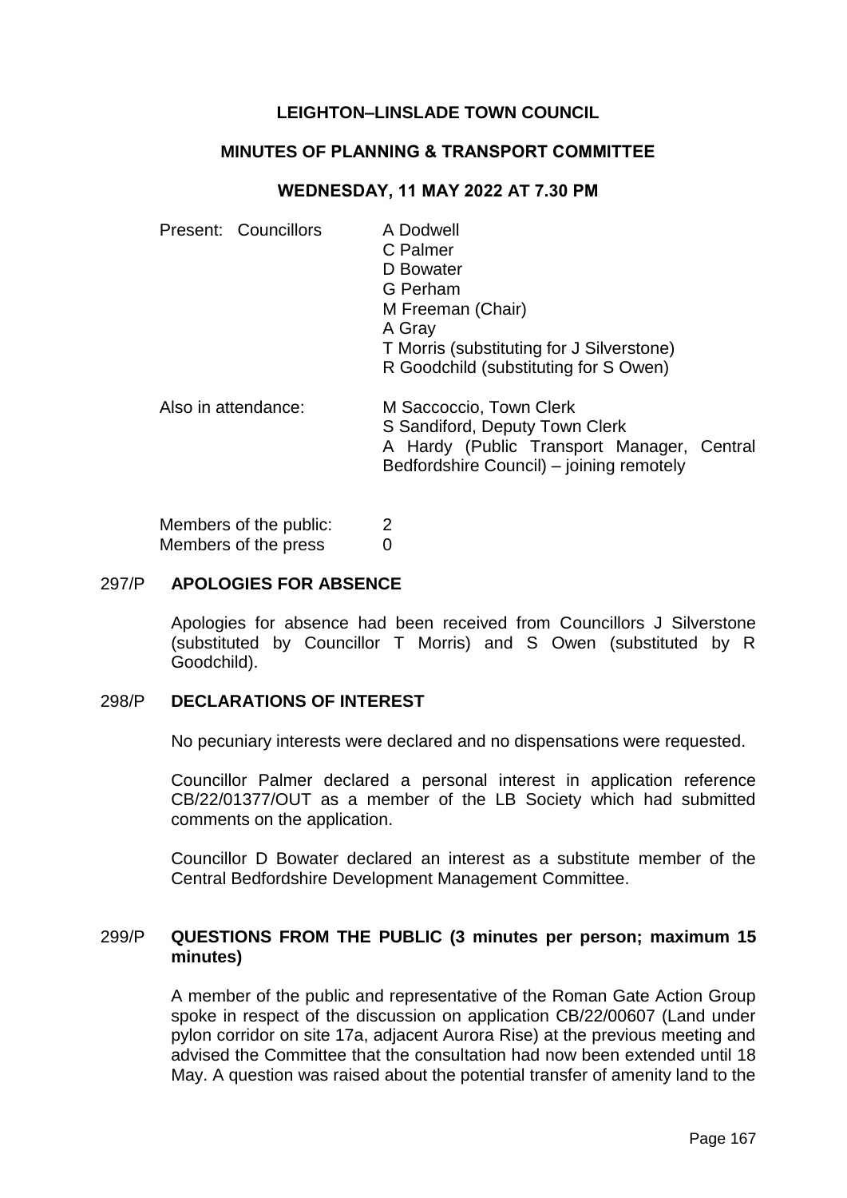# LEIGHTON–LINSLADE TOWN COUNCIL

## MINUTES OF PLANNING & TRANSPORT COMMITTEE

### WEDNESDAY, 11 MAY 2022 AT 7.30 PM

Present: Councillors
- A Dodwell
- C Palmer
- D Bowater
- G Perham
- M Freeman (Chair)
- A Gray
- T Morris (substituting for J Silverstone)
- R Goodchild (substituting for S Owen)

Also in attendance:
- M Saccoccio, Town Clerk
- S Sandiford, Deputy Town Clerk
- A Hardy (Public Transport Manager, Central Bedfordshire Council) – joining remotely

Members of the public: 2
Members of the press 0

**297/P APOLOGIES FOR ABSENCE**

Apologies for absence had been received from Councillors J Silverstone (substituted by Councillor T Morris) and S Owen (substituted by R Goodchild).

**298/P DECLARATIONS OF INTEREST**

No pecuniary interests were declared and no dispensations were requested.

Councillor Palmer declared a personal interest in application reference CB/22/01377/OUT as a member of the LB Society which had submitted comments on the application.

Councillor D Bowater declared an interest as a substitute member of the Central Bedfordshire Development Management Committee.

**299/P QUESTIONS FROM THE PUBLIC (3 minutes per person; maximum 15 minutes)**

A member of the public and representative of the Roman Gate Action Group spoke in respect of the discussion on application CB/22/00607 (Land under pylon corridor on site 17a, adjacent Aurora Rise) at the previous meeting and advised the Committee that the consultation had now been extended until 18 May. A question was raised about the potential transfer of amenity land to the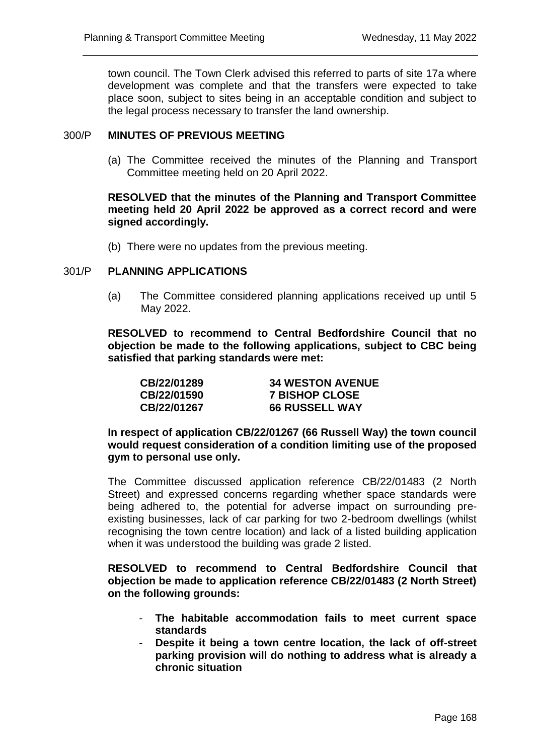town council. The Town Clerk advised this referred to parts of site 17a where development was complete and that the transfers were expected to take place soon, subject to sites being in an acceptable condition and subject to the legal process necessary to transfer the land ownership.

## 300/P MINUTES OF PREVIOUS MEETING

(a) The Committee received the minutes of the Planning and Transport Committee meeting held on 20 April 2022.

**RESOLVED that the minutes of the Planning and Transport Committee meeting held 20 April 2022 be approved as a correct record and were signed accordingly.**

(b) There were no updates from the previous meeting.

## 301/P PLANNING APPLICATIONS

(a) The Committee considered planning applications received up until 5 May 2022.

**RESOLVED to recommend to Central Bedfordshire Council that no objection be made to the following applications, subject to CBC being satisfied that parking standards were met:**

| | |
|---|---|
| **CB/22/01289** | **34 WESTON AVENUE** |
| **CB/22/01590** | **7 BISHOP CLOSE** |
| **CB/22/01267** | **66 RUSSELL WAY** |

**In respect of application CB/22/01267 (66 Russell Way) the town council would request consideration of a condition limiting use of the proposed gym to personal use only.**

The Committee discussed application reference CB/22/01483 (2 North Street) and expressed concerns regarding whether space standards were being adhered to, the potential for adverse impact on surrounding pre-existing businesses, lack of car parking for two 2-bedroom dwellings (whilst recognising the town centre location) and lack of a listed building application when it was understood the building was grade 2 listed.

**RESOLVED to recommend to Central Bedfordshire Council that objection be made to application reference CB/22/01483 (2 North Street) on the following grounds:**

- **The habitable accommodation fails to meet current space standards**
- **Despite it being a town centre location, the lack of off-street parking provision will do nothing to address what is already a chronic situation**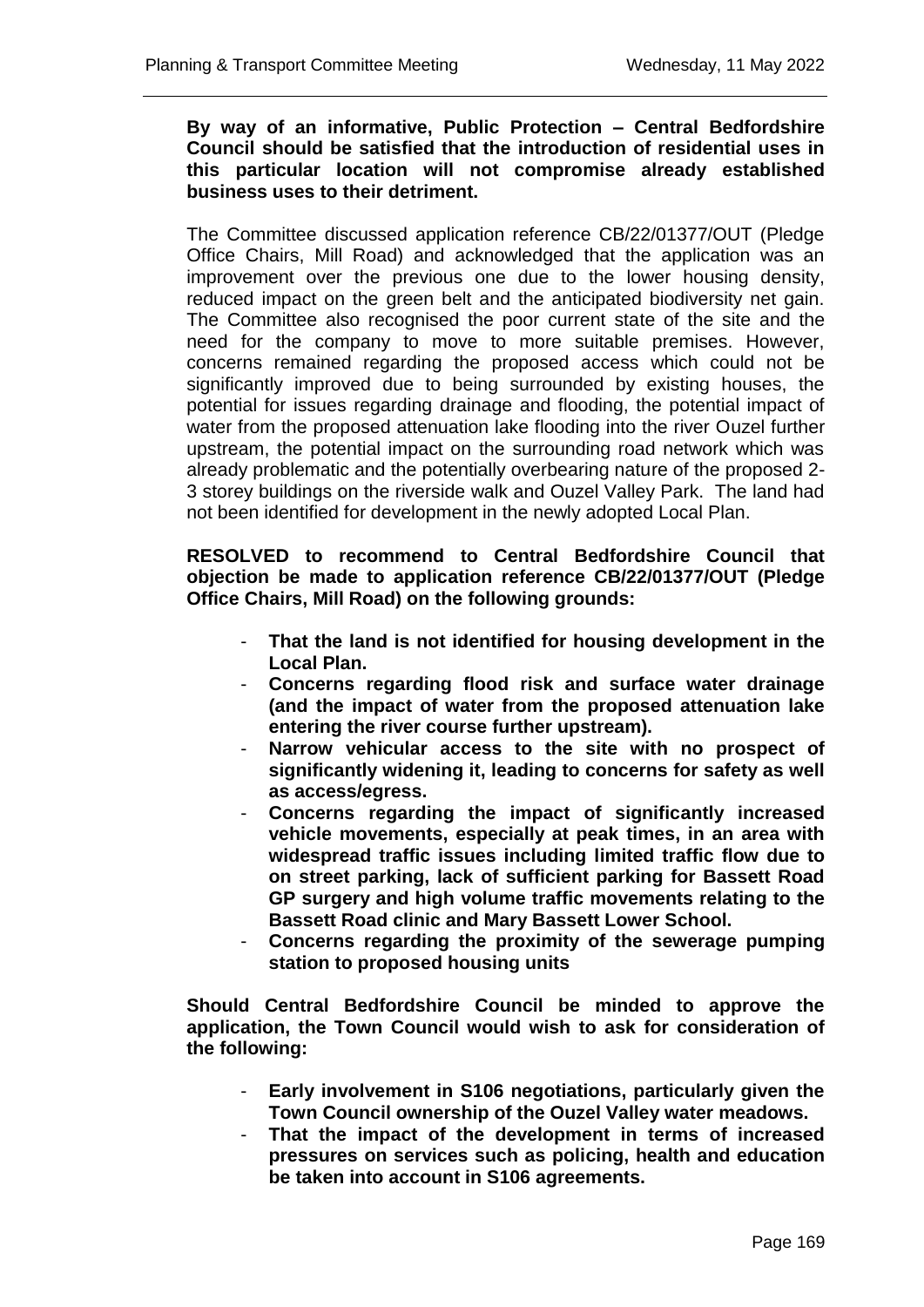**By way of an informative, Public Protection – Central Bedfordshire Council should be satisfied that the introduction of residential uses in this particular location will not compromise already established business uses to their detriment.**

The Committee discussed application reference CB/22/01377/OUT (Pledge Office Chairs, Mill Road) and acknowledged that the application was an improvement over the previous one due to the lower housing density, reduced impact on the green belt and the anticipated biodiversity net gain. The Committee also recognised the poor current state of the site and the need for the company to move to more suitable premises. However, concerns remained regarding the proposed access which could not be significantly improved due to being surrounded by existing houses, the potential for issues regarding drainage and flooding, the potential impact of water from the proposed attenuation lake flooding into the river Ouzel further upstream, the potential impact on the surrounding road network which was already problematic and the potentially overbearing nature of the proposed 2-3 storey buildings on the riverside walk and Ouzel Valley Park. The land had not been identified for development in the newly adopted Local Plan.

**RESOLVED to recommend to Central Bedfordshire Council that objection be made to application reference CB/22/01377/OUT (Pledge Office Chairs, Mill Road) on the following grounds:**

- **That the land is not identified for housing development in the Local Plan.**
- **Concerns regarding flood risk and surface water drainage (and the impact of water from the proposed attenuation lake entering the river course further upstream).**
- **Narrow vehicular access to the site with no prospect of significantly widening it, leading to concerns for safety as well as access/egress.**
- **Concerns regarding the impact of significantly increased vehicle movements, especially at peak times, in an area with widespread traffic issues including limited traffic flow due to on street parking, lack of sufficient parking for Bassett Road GP surgery and high volume traffic movements relating to the Bassett Road clinic and Mary Bassett Lower School.**
- **Concerns regarding the proximity of the sewerage pumping station to proposed housing units**

**Should Central Bedfordshire Council be minded to approve the application, the Town Council would wish to ask for consideration of the following:**

- **Early involvement in S106 negotiations, particularly given the Town Council ownership of the Ouzel Valley water meadows.**
- **That the impact of the development in terms of increased pressures on services such as policing, health and education be taken into account in S106 agreements.**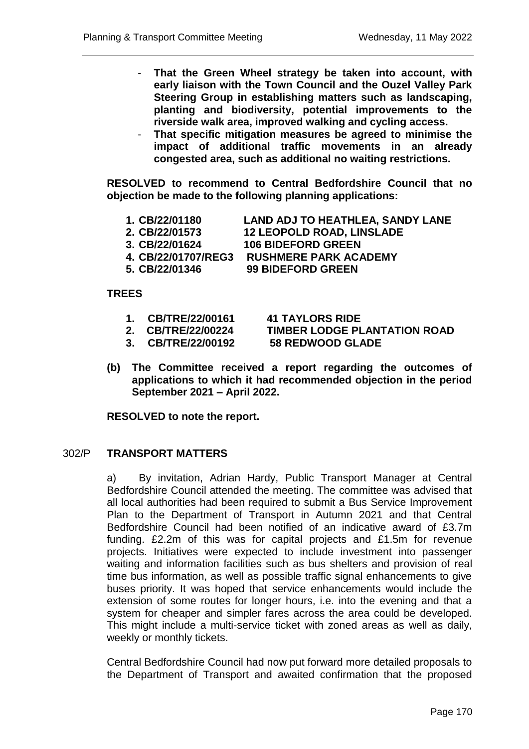- **That the Green Wheel strategy be taken into account, with early liaison with the Town Council and the Ouzel Valley Park Steering Group in establishing matters such as landscaping, planting and biodiversity, potential improvements to the riverside walk area, improved walking and cycling access.**
- **That specific mitigation measures be agreed to minimise the impact of additional traffic movements in an already congested area, such as additional no waiting restrictions.**

**RESOLVED to recommend to Central Bedfordshire Council that no objection be made to the following planning applications:**

| | |
|---|---|
| **1. CB/22/01180** | **LAND ADJ TO HEATHLEA, SANDY LANE** |
| **2. CB/22/01573** | **12 LEOPOLD ROAD, LINSLADE** |
| **3. CB/22/01624** | **106 BIDEFORD GREEN** |
| **4. CB/22/01707/REG3** | **RUSHMERE PARK ACADEMY** |
| **5. CB/22/01346** | **99 BIDEFORD GREEN** |

**TREES**

| | |
|---|---|
| **1. CB/TRE/22/00161** | **41 TAYLORS RIDE** |
| **2. CB/TRE/22/00224** | **TIMBER LODGE PLANTATION ROAD** |
| **3. CB/TRE/22/00192** | **58 REDWOOD GLADE** |

**(b) The Committee received a report regarding the outcomes of applications to which it had recommended objection in the period September 2021 – April 2022.**

**RESOLVED to note the report.**

## 302/P TRANSPORT MATTERS

a) By invitation, Adrian Hardy, Public Transport Manager at Central Bedfordshire Council attended the meeting. The committee was advised that all local authorities had been required to submit a Bus Service Improvement Plan to the Department of Transport in Autumn 2021 and that Central Bedfordshire Council had been notified of an indicative award of £3.7m funding. £2.2m of this was for capital projects and £1.5m for revenue projects. Initiatives were expected to include investment into passenger waiting and information facilities such as bus shelters and provision of real time bus information, as well as possible traffic signal enhancements to give buses priority. It was hoped that service enhancements would include the extension of some routes for longer hours, i.e. into the evening and that a system for cheaper and simpler fares across the area could be developed. This might include a multi-service ticket with zoned areas as well as daily, weekly or monthly tickets.

Central Bedfordshire Council had now put forward more detailed proposals to the Department of Transport and awaited confirmation that the proposed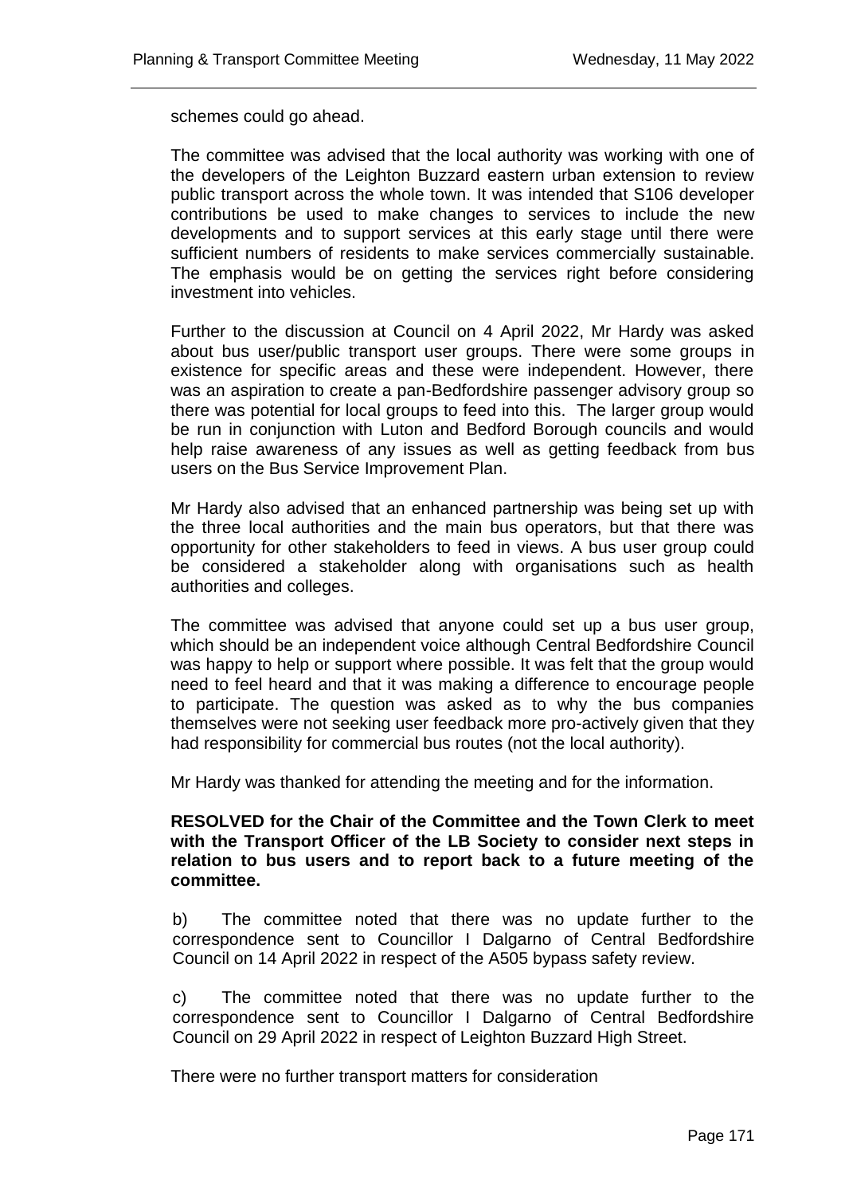schemes could go ahead.

The committee was advised that the local authority was working with one of the developers of the Leighton Buzzard eastern urban extension to review public transport across the whole town. It was intended that S106 developer contributions be used to make changes to services to include the new developments and to support services at this early stage until there were sufficient numbers of residents to make services commercially sustainable. The emphasis would be on getting the services right before considering investment into vehicles.

Further to the discussion at Council on 4 April 2022, Mr Hardy was asked about bus user/public transport user groups. There were some groups in existence for specific areas and these were independent. However, there was an aspiration to create a pan-Bedfordshire passenger advisory group so there was potential for local groups to feed into this. The larger group would be run in conjunction with Luton and Bedford Borough councils and would help raise awareness of any issues as well as getting feedback from bus users on the Bus Service Improvement Plan.

Mr Hardy also advised that an enhanced partnership was being set up with the three local authorities and the main bus operators, but that there was opportunity for other stakeholders to feed in views. A bus user group could be considered a stakeholder along with organisations such as health authorities and colleges.

The committee was advised that anyone could set up a bus user group, which should be an independent voice although Central Bedfordshire Council was happy to help or support where possible. It was felt that the group would need to feel heard and that it was making a difference to encourage people to participate. The question was asked as to why the bus companies themselves were not seeking user feedback more pro-actively given that they had responsibility for commercial bus routes (not the local authority).

Mr Hardy was thanked for attending the meeting and for the information.

**RESOLVED for the Chair of the Committee and the Town Clerk to meet with the Transport Officer of the LB Society to consider next steps in relation to bus users and to report back to a future meeting of the committee.**

b) The committee noted that there was no update further to the correspondence sent to Councillor I Dalgarno of Central Bedfordshire Council on 14 April 2022 in respect of the A505 bypass safety review.

c) The committee noted that there was no update further to the correspondence sent to Councillor I Dalgarno of Central Bedfordshire Council on 29 April 2022 in respect of Leighton Buzzard High Street.

There were no further transport matters for consideration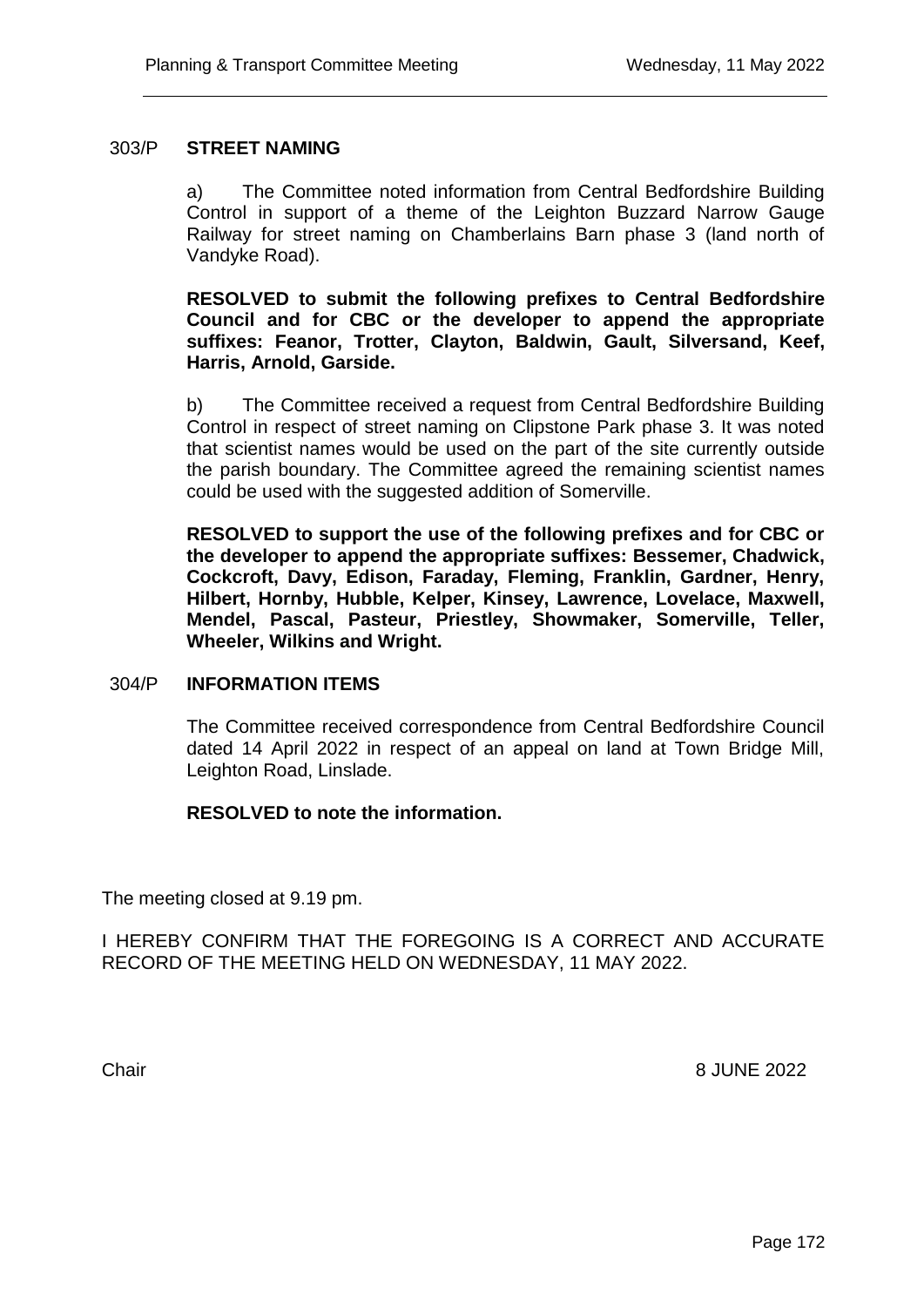## 303/P STREET NAMING

a) The Committee noted information from Central Bedfordshire Building Control in support of a theme of the Leighton Buzzard Narrow Gauge Railway for street naming on Chamberlains Barn phase 3 (land north of Vandyke Road).

**RESOLVED to submit the following prefixes to Central Bedfordshire Council and for CBC or the developer to append the appropriate suffixes: Feanor, Trotter, Clayton, Baldwin, Gault, Silversand, Keef, Harris, Arnold, Garside.**

b) The Committee received a request from Central Bedfordshire Building Control in respect of street naming on Clipstone Park phase 3. It was noted that scientist names would be used on the part of the site currently outside the parish boundary. The Committee agreed the remaining scientist names could be used with the suggested addition of Somerville.

**RESOLVED to support the use of the following prefixes and for CBC or the developer to append the appropriate suffixes: Bessemer, Chadwick, Cockcroft, Davy, Edison, Faraday, Fleming, Franklin, Gardner, Henry, Hilbert, Hornby, Hubble, Kelper, Kinsey, Lawrence, Lovelace, Maxwell, Mendel, Pascal, Pasteur, Priestley, Showmaker, Somerville, Teller, Wheeler, Wilkins and Wright.**

## 304/P INFORMATION ITEMS

The Committee received correspondence from Central Bedfordshire Council dated 14 April 2022 in respect of an appeal on land at Town Bridge Mill, Leighton Road, Linslade.

**RESOLVED to note the information.**

The meeting closed at 9.19 pm.

I HEREBY CONFIRM THAT THE FOREGOING IS A CORRECT AND ACCURATE RECORD OF THE MEETING HELD ON WEDNESDAY, 11 MAY 2022.

Chair 8 JUNE 2022